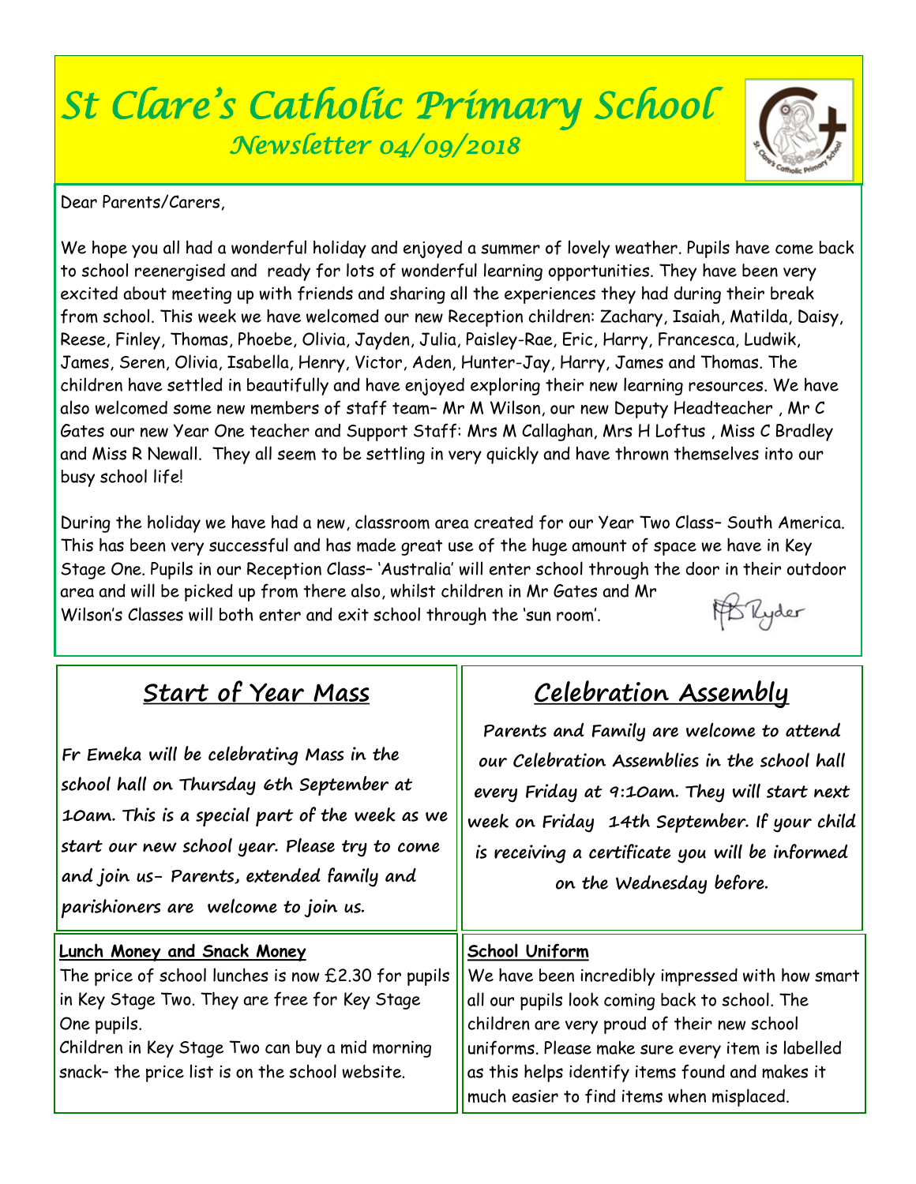# St Clare's Catholic Primary School

## Newsletter 04/09/2018

Dear Parents/Carers,

We hope you all had a wonderful holiday and enjoyed a summer of lovely weather. Pupils have come back to school reenergised and ready for lots of wonderful learning opportunities. They have been very excited about meeting up with friends and sharing all the experiences they had during their break from school. This week we have welcomed our new Reception children: Zachary, Isaiah, Matilda, Daisy, Reese, Finley, Thomas, Phoebe, Olivia, Jayden, Julia, Paisley-Rae, Eric, Harry, Francesca, Ludwik, James, Seren, Olivia, Isabella, Henry, Victor, Aden, Hunter-Jay, Harry, James and Thomas. The children have settled in beautifully and have enjoyed exploring their new learning resources. We have also welcomed some new members of staff team– Mr M Wilson, our new Deputy Headteacher , Mr C Gates our new Year One teacher and Support Staff: Mrs M Callaghan, Mrs H Loftus , Miss C Bradley and Miss R Newall. They all seem to be settling in very quickly and have thrown themselves into our busy school life!

During the holiday we have had a new, classroom area created for our Year Two Class– South America. This has been very successful and has made great use of the huge amount of space we have in Key Stage One. Pupils in our Reception Class– 'Australia' will enter school through the door in their outdoor area and will be picked up from there also, whilst children in Mr Gates and Mr Wilson's Classes will both enter and exit school through the 'sun room'.

B Ryder

## Start of Year Mass

**Fr Emeka will be celebrating Mass in the school hall on Thursday 6th September at 10am. This is a special part of the week as we start our new school year. Please try to come and join us- Parents, extended family and parishioners are welcome to join us.**

## Celebration Assembly

**Parents and Family are welcome to attend our Celebration Assemblies in the school hall every Friday at 9:10am. They will start next week on Friday 14th September. If your child is receiving a certificate you will be informed on the Wednesday before.**

### Lunch Money and Snack Money

The price of school lunches is now £2.30 for pupils in Key Stage Two. They are free for Key Stage One pupils.

Children in Key Stage Two can buy a mid morning snack– the price list is on the school website.

### School Uniform

We have been incredibly impressed with how smart all our pupils look coming back to school. The children are very proud of their new school uniforms. Please make sure every item is labelled as this helps identify items found and makes it much easier to find items when misplaced.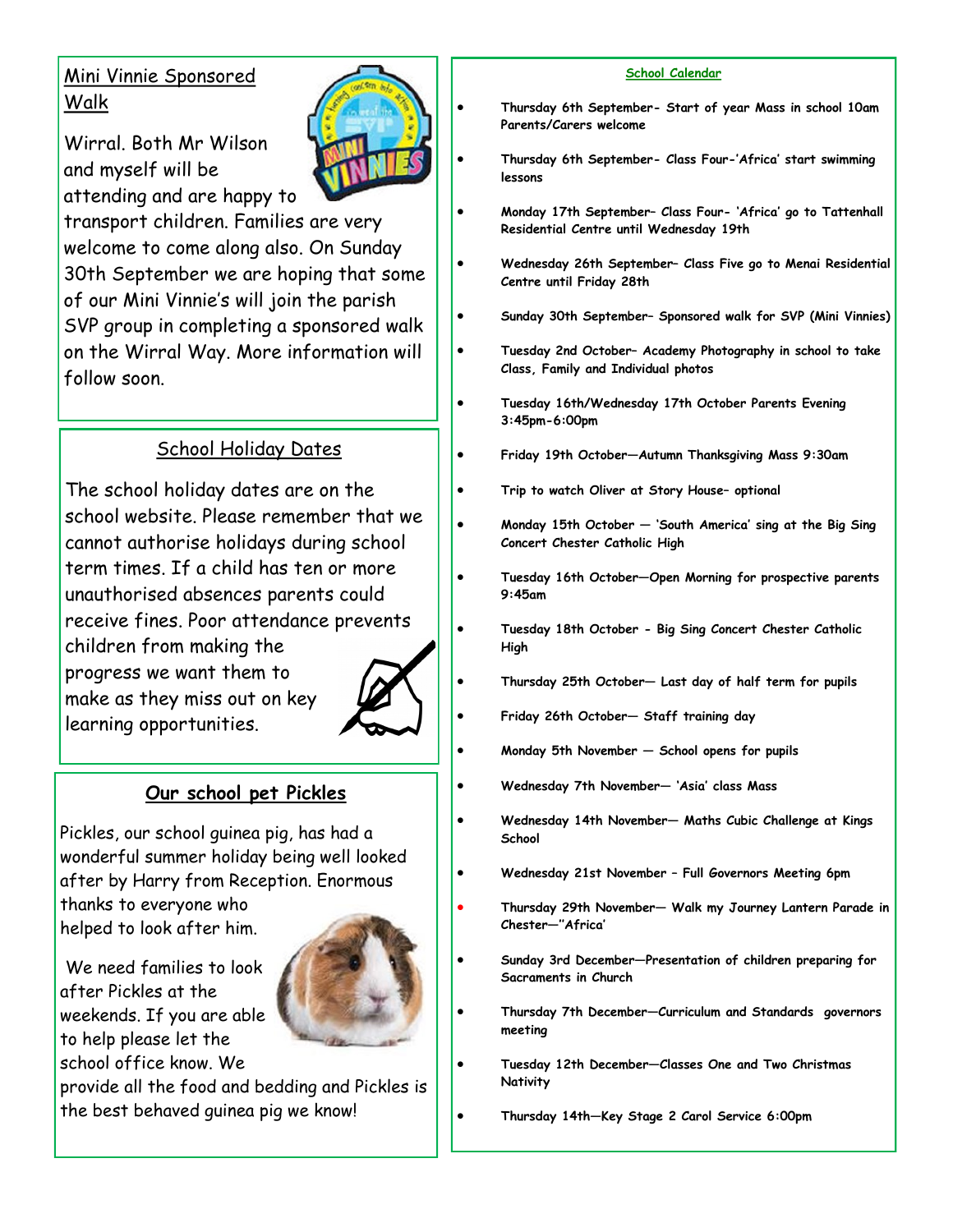## Mini Vinnie Sponsored Walk

Wirral. Both Mr Wilson and myself will be attending and are happy to transport children. Families are very welcome to come along also. On Sunday 30th September we are hoping that some of our Mini Vinnie's will join the parish SVP group in completing a sponsored walk on the Wirral Way. More information will follow soon.

## School Holiday Dates

The school holiday dates are on the school website. Please remember that we cannot authorise holidays during school term times. If a child has ten or more unauthorised absences parents could receive fines. Poor attendance prevents children from making the progress we want them to make as they miss out on key learning opportunities.

## **Our school pet Pickles**

Pickles, our school guinea pig, has had a wonderful summer holiday being well looked after by Harry from Reception. Enormous thanks to everyone who helped to look after him.

We need families to look after Pickles at the weekends. If you are able to help please let the school office know. We provide all the food and bedding and Pickles is the best behaved guinea pig we know!

## School Calendar

- **Thursday 6th September- Start of year Mass in school 10am Parents/Carers welcome**
- **Thursday 6th September- Class Four-'Africa' start swimming lessons**
- **Monday 17th September– Class Four- 'Africa' go to Tattenhall Residential Centre until Wednesday 19th**
- **Wednesday 26th September– Class Five go to Menai Residential Centre until Friday 28th**
- **Sunday 30th September– Sponsored walk for SVP (Mini Vinnies)**
- **Tuesday 2nd October– Academy Photography in school to take Class, Family and Individual photos**
- **Tuesday 16th/Wednesday 17th October Parents Evening 3:45pm-6:00pm**
- **Friday 19th October—Autumn Thanksgiving Mass 9:30am**
- **Trip to watch Oliver at Story House– optional**
- **Monday 15th October — 'South America' sing at the Big Sing Concert Chester Catholic High**
- **Tuesday 16th October—Open Morning for prospective parents 9:45am**
- **Tuesday 18th October - Big Sing Concert Chester Catholic High**
- **Thursday 25th October— Last day of half term for pupils**
- **Friday 26th October— Staff training day**
- **Monday 5th November — School opens for pupils**
- **Wednesday 7th November— 'Asia' class Mass**
- **Wednesday 14th November— Maths Cubic Challenge at Kings School**
- **Wednesday 21st November – Full Governors Meeting 6pm**
- **Thursday 29th November— Walk my Journey Lantern Parade in Chester—''Africa'**
- **Sunday 3rd December—Presentation of children preparing for Sacraments in Church**
- **Thursday 7th December—Curriculum and Standards governors meeting**
- **Tuesday 12th December—Classes One and Two Christmas Nativity**
- **Thursday 14th—Key Stage 2 Carol Service 6:00pm**